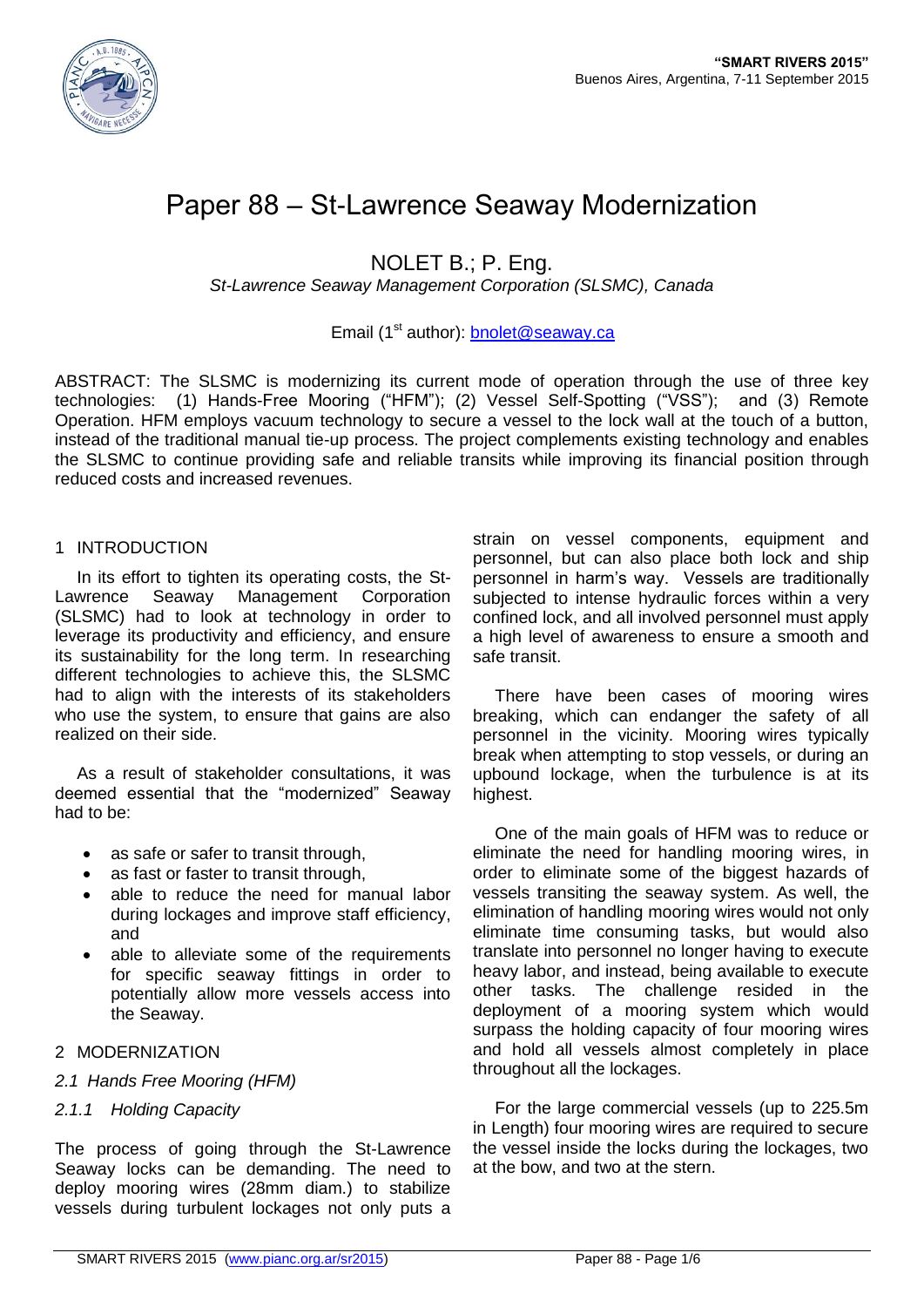# Paper 88 – St-Lawrence Seaway Modernization

NOLET B.; P. Eng.

*St-Lawrence Seaway Management Corporation (SLSMC), Canada*

Email (1st author): [bnolet@seaway.ca](mailto:bnolet@seaway.ca)

ABSTRACT: The SLSMC is modernizing its current mode of operation through the use of three key technologies: (1) Hands-Free Mooring ("HFM"); (2) Vessel Self-Spotting ("VSS"); and (3) Remote Operation. HFM employs vacuum technology to secure a vessel to the lock wall at the touch of a button, instead of the traditional manual tie-up process. The project complements existing technology and enables the SLSMC to continue providing safe and reliable transits while improving its financial position through reduced costs and increased revenues.

## 1 INTRODUCTION

In its effort to tighten its operating costs, the St-Lawrence Seaway Management Corporation (SLSMC) had to look at technology in order to leverage its productivity and efficiency, and ensure its sustainability for the long term. In researching different technologies to achieve this, the SLSMC had to align with the interests of its stakeholders who use the system, to ensure that gains are also realized on their side.

As a result of stakeholder consultations, it was deemed essential that the "modernized" Seaway had to be:

- as safe or safer to transit through,
- as fast or faster to transit through,
- able to reduce the need for manual labor during lockages and improve staff efficiency, and
- able to alleviate some of the requirements for specific seaway fittings in order to potentially allow more vessels access into the Seaway.

## 2 MODERNIZATION

### *2.1 Hands Free Mooring (HFM)*

#### *2.1.1 Holding Capacity*

The process of going through the St-Lawrence Seaway locks can be demanding. The need to deploy mooring wires (28mm diam.) to stabilize vessels during turbulent lockages not only puts a strain on vessel components, equipment and personnel, but can also place both lock and ship personnel in harm's way. Vessels are traditionally subjected to intense hydraulic forces within a very confined lock, and all involved personnel must apply a high level of awareness to ensure a smooth and safe transit.

There have been cases of mooring wires breaking, which can endanger the safety of all personnel in the vicinity. Mooring wires typically break when attempting to stop vessels, or during an upbound lockage, when the turbulence is at its highest.

One of the main goals of HFM was to reduce or eliminate the need for handling mooring wires, in order to eliminate some of the biggest hazards of vessels transiting the seaway system. As well, the elimination of handling mooring wires would not only eliminate time consuming tasks, but would also translate into personnel no longer having to execute heavy labor, and instead, being available to execute other tasks. The challenge resided in the deployment of a mooring system which would surpass the holding capacity of four mooring wires and hold all vessels almost completely in place throughout all the lockages.

For the large commercial vessels (up to 225.5m in Length) four mooring wires are required to secure the vessel inside the locks during the lockages, two at the bow, and two at the stern.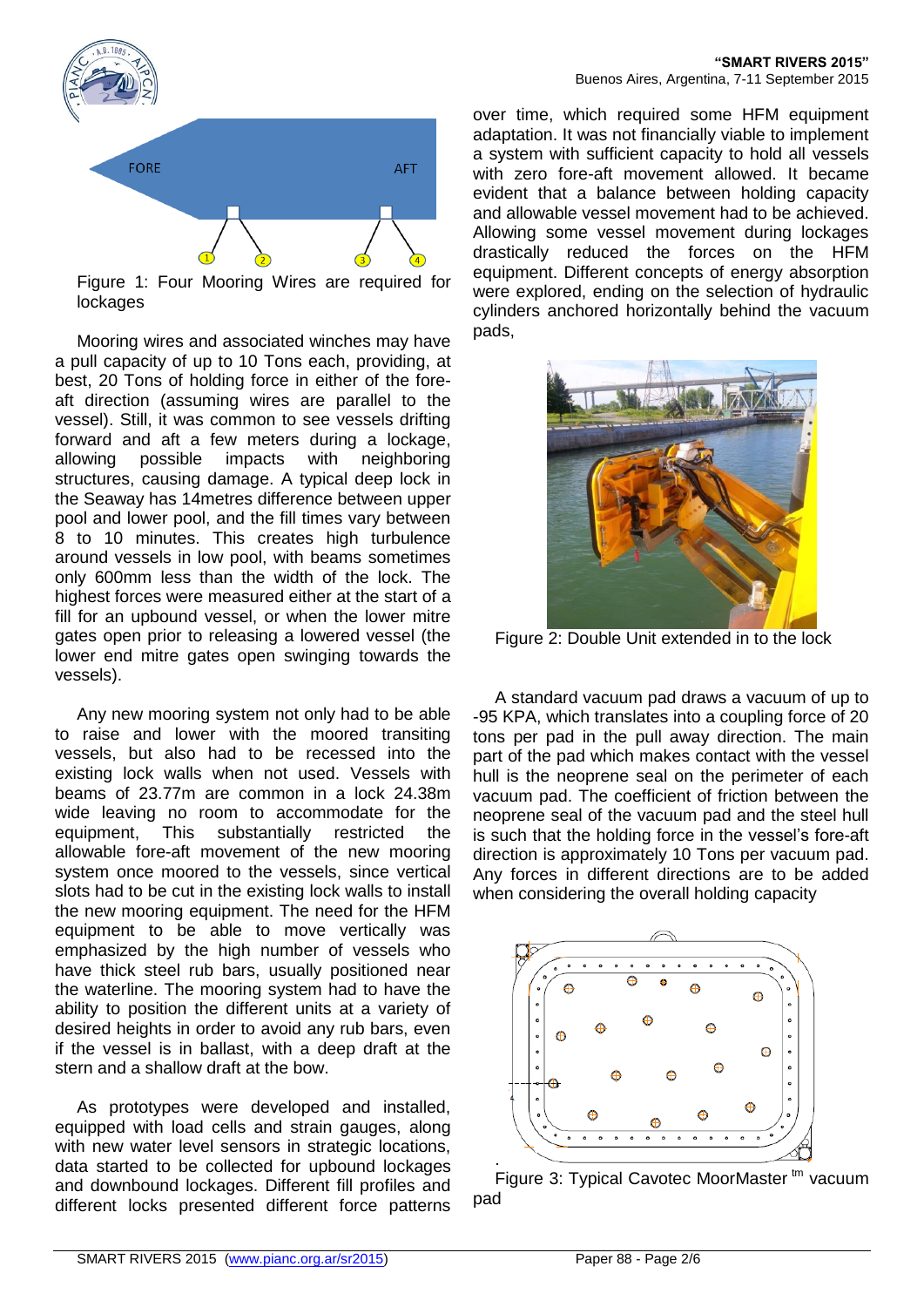Figure 1: Four Mooring Wires are required for lockages

Mooring wires and associated winches may have a pull capacity of up to 10 Tons each, providing, at best, 20 Tons of holding force in either of the fore-aft direction (assuming wires are parallel to the vessel). Still, it was common to see vessels drifting forward and aft a few meters during a lockage, allowing possible impacts with neighboring structures, causing damage. A typical deep lock in the Seaway has 14metres difference between upper pool and lower pool, and the fill times vary between 8 to 10 minutes. This creates high turbulence around vessels in low pool, with beams sometimes only 600mm less than the width of the lock. The highest forces were measured either at the start of a fill for an upbound vessel, or when the lower mitre gates open prior to releasing a lowered vessel (the lower end mitre gates open swinging towards the vessels).

Any new mooring system not only had to be able to raise and lower with the moored transiting vessels, but also had to be recessed into the existing lock walls when not used. Vessels with beams of 23.77m are common in a lock 24.38m wide leaving no room to accommodate for the equipment, This substantially restricted the allowable fore-aft movement of the new mooring system once moored to the vessels, since vertical slots had to be cut in the existing lock walls to install the new mooring equipment. The need for the HFM equipment to be able to move vertically was emphasized by the high number of vessels who have thick steel rub bars, usually positioned near the waterline. The mooring system had to have the ability to position the different units at a variety of desired heights in order to avoid any rub bars, even if the vessel is in ballast, with a deep draft at the stern and a shallow draft at the bow.

As prototypes were developed and installed, equipped with load cells and strain gauges, along with new water level sensors in strategic locations, data started to be collected for upbound lockages and downbound lockages. Different fill profiles and different locks presented different force patterns over time, which required some HFM equipment adaptation. It was not financially viable to implement a system with sufficient capacity to hold all vessels with zero fore-aft movement allowed. It became evident that a balance between holding capacity and allowable vessel movement had to be achieved. Allowing some vessel movement during lockages drastically reduced the forces on the HFM equipment. Different concepts of energy absorption were explored, ending on the selection of hydraulic cylinders anchored horizontally behind the vacuum pads,

Figure 2: Double Unit extended in to the lock

A standard vacuum pad draws a vacuum of up to -95 KPA, which translates into a coupling force of 20 tons per pad in the pull away direction. The main part of the pad which makes contact with the vessel hull is the neoprene seal on the perimeter of each vacuum pad. The coefficient of friction between the neoprene seal of the vacuum pad and the steel hull is such that the holding force in the vessel's fore-aft direction is approximately 10 Tons per vacuum pad. Any forces in different directions are to be added when considering the overall holding capacity

Figure 3: Typical Cavotec MoorMaster tm vacuum pad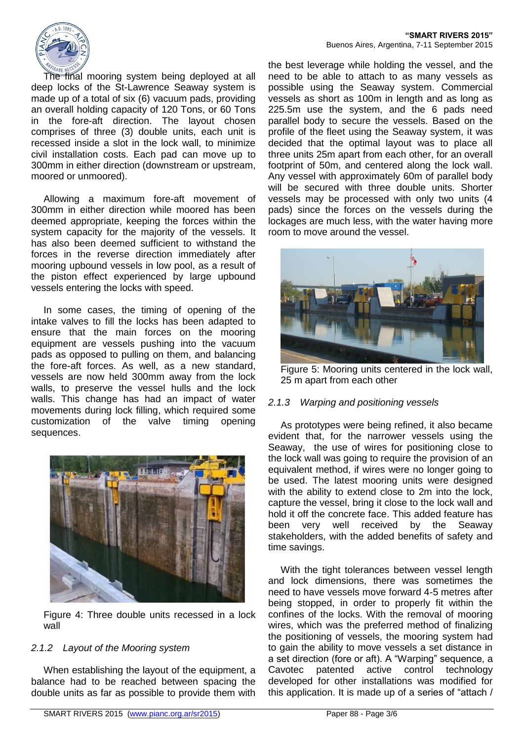The final mooring system being deployed at all deep locks of the St-Lawrence Seaway system is made up of a total of six (6) vacuum pads, providing an overall holding capacity of 120 Tons, or 60 Tons in the fore-aft direction. The layout chosen comprises of three (3) double units, each unit is recessed inside a slot in the lock wall, to minimize civil installation costs. Each pad can move up to 300mm in either direction (downstream or upstream, moored or unmoored).

Allowing a maximum fore-aft movement of 300mm in either direction while moored has been deemed appropriate, keeping the forces within the system capacity for the majority of the vessels. It has also been deemed sufficient to withstand the forces in the reverse direction immediately after mooring upbound vessels in low pool, as a result of the piston effect experienced by large upbound vessels entering the locks with speed.

In some cases, the timing of opening of the intake valves to fill the locks has been adapted to ensure that the main forces on the mooring equipment are vessels pushing into the vacuum pads as opposed to pulling on them, and balancing the fore-aft forces. As well, as a new standard, vessels are now held 300mm away from the lock walls, to preserve the vessel hulls and the lock walls. This change has had an impact of water movements during lock filling, which required some customization of the valve timing opening sequences.

Figure 4: Three double units recessed in a lock wall

### *2.1.2 Layout of the Mooring system*

When establishing the layout of the equipment, a balance had to be reached between spacing the double units as far as possible to provide them with the best leverage while holding the vessel, and the need to be able to attach to as many vessels as possible using the Seaway system. Commercial vessels as short as 100m in length and as long as 225.5m use the system, and the 6 pads need parallel body to secure the vessels. Based on the profile of the fleet using the Seaway system, it was decided that the optimal layout was to place all three units 25m apart from each other, for an overall footprint of 50m, and centered along the lock wall. Any vessel with approximately 60m of parallel body will be secured with three double units. Shorter vessels may be processed with only two units (4 pads) since the forces on the vessels during the lockages are much less, with the water having more room to move around the vessel.

Figure 5: Mooring units centered in the lock wall, 25 m apart from each other

### *2.1.3 Warping and positioning vessels*

As prototypes were being refined, it also became evident that, for the narrower vessels using the Seaway, the use of wires for positioning close to the lock wall was going to require the provision of an equivalent method, if wires were no longer going to be used. The latest mooring units were designed with the ability to extend close to 2m into the lock, capture the vessel, bring it close to the lock wall and hold it off the concrete face. This added feature has been very well received by the Seaway stakeholders, with the added benefits of safety and time savings.

With the tight tolerances between vessel length and lock dimensions, there was sometimes the need to have vessels move forward 4-5 metres after being stopped, in order to properly fit within the confines of the locks. With the removal of mooring wires, which was the preferred method of finalizing the positioning of vessels, the mooring system had to gain the ability to move vessels a set distance in a set direction (fore or aft). A "Warping" sequence, a Cavotec patented active control technology developed for other installations was modified for this application. It is made up of a series of "attach /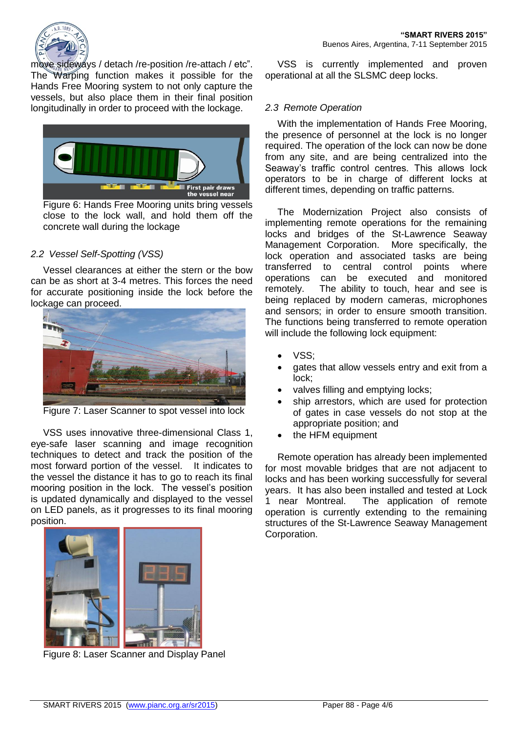move sideways / detach /re-position /re-attach / etc". The Warping function makes it possible for the Hands Free Mooring system to not only capture the vessels, but also place them in their final position longitudinally in order to proceed with the lockage.

Figure 6: Hands Free Mooring units bring vessels close to the lock wall, and hold them off the concrete wall during the lockage

### *2.2 Vessel Self-Spotting (VSS)*

Vessel clearances at either the stern or the bow can be as short at 3-4 metres. This forces the need for accurate positioning inside the lock before the lockage can proceed.

Figure 7: Laser Scanner to spot vessel into lock

VSS uses innovative three-dimensional Class 1, eye-safe laser scanning and image recognition techniques to detect and track the position of the most forward portion of the vessel. It indicates to the vessel the distance it has to go to reach its final mooring position in the lock. The vessel's position is updated dynamically and displayed to the vessel on LED panels, as it progresses to its final mooring position.

Figure 8: Laser Scanner and Display Panel

VSS is currently implemented and proven operational at all the SLSMC deep locks.

### *2.3 Remote Operation*

With the implementation of Hands Free Mooring, the presence of personnel at the lock is no longer required. The operation of the lock can now be done from any site, and are being centralized into the Seaway's traffic control centres. This allows lock operators to be in charge of different locks at different times, depending on traffic patterns.

The Modernization Project also consists of implementing remote operations for the remaining locks and bridges of the St-Lawrence Seaway Management Corporation. More specifically, the lock operation and associated tasks are being transferred to central control points where operations can be executed and monitored remotely. The ability to touch, hear and see is being replaced by modern cameras, microphones and sensors; in order to ensure smooth transition. The functions being transferred to remote operation will include the following lock equipment:

- VSS;
- gates that allow vessels entry and exit from a lock;
- valves filling and emptying locks;
- ship arrestors, which are used for protection of gates in case vessels do not stop at the appropriate position; and
- the HFM equipment

Remote operation has already been implemented for most movable bridges that are not adjacent to locks and has been working successfully for several years. It has also been installed and tested at Lock 1 near Montreal. The application of remote operation is currently extending to the remaining structures of the St-Lawrence Seaway Management Corporation.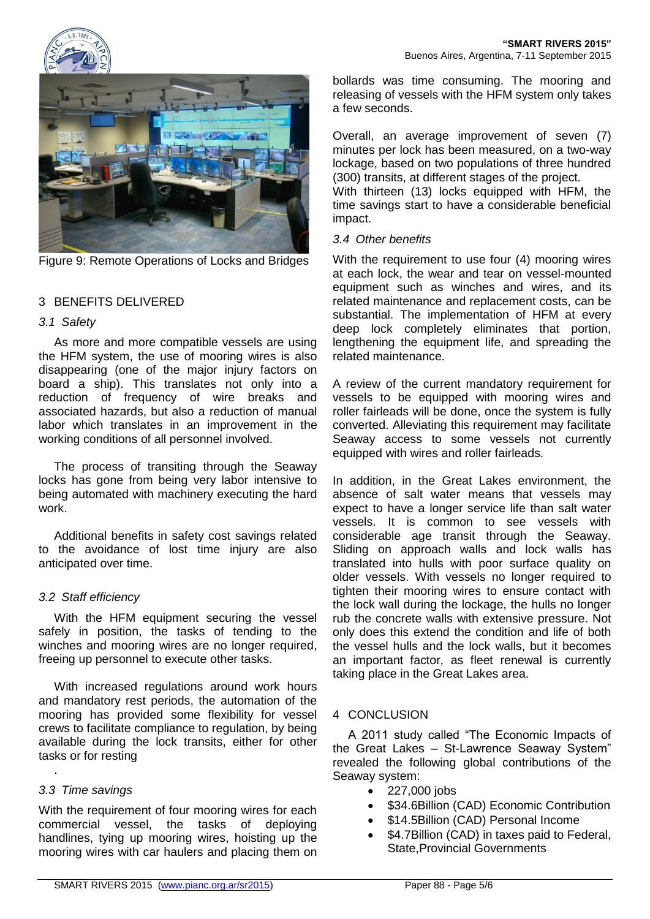Figure 9: Remote Operations of Locks and Bridges

## 3 BENEFITS DELIVERED

### 3.1 Safety

As more and more compatible vessels are using the HFM system, the use of mooring wires is also disappearing (one of the major injury factors on board a ship). This translates not only into a reduction of frequency of wire breaks and associated hazards, but also a reduction of manual labor which translates in an improvement in the working conditions of all personnel involved.

The process of transiting through the Seaway locks has gone from being very labor intensive to being automated with machinery executing the hard work.

Additional benefits in safety cost savings related to the avoidance of lost time injury are also anticipated over time.

### 3.2 Staff efficiency

With the HFM equipment securing the vessel safely in position, the tasks of tending to the winches and mooring wires are no longer required, freeing up personnel to execute other tasks.

With increased regulations around work hours and mandatory rest periods, the automation of the mooring has provided some flexibility for vessel crews to facilitate compliance to regulation, by being available during the lock transits, either for other tasks or for resting

.

### 3.3 Time savings

With the requirement of four mooring wires for each commercial vessel, the tasks of deploying handlines, tying up mooring wires, hoisting up the mooring wires with car haulers and placing them on bollards was time consuming. The mooring and releasing of vessels with the HFM system only takes a few seconds.

Overall, an average improvement of seven (7) minutes per lock has been measured, on a two-way lockage, based on two populations of three hundred (300) transits, at different stages of the project.
With thirteen (13) locks equipped with HFM, the time savings start to have a considerable beneficial impact.

### 3.4 Other benefits

With the requirement to use four (4) mooring wires at each lock, the wear and tear on vessel-mounted equipment such as winches and wires, and its related maintenance and replacement costs, can be substantial. The implementation of HFM at every deep lock completely eliminates that portion, lengthening the equipment life, and spreading the related maintenance.

A review of the current mandatory requirement for vessels to be equipped with mooring wires and roller fairleads will be done, once the system is fully converted. Alleviating this requirement may facilitate Seaway access to some vessels not currently equipped with wires and roller fairleads.

In addition, in the Great Lakes environment, the absence of salt water means that vessels may expect to have a longer service life than salt water vessels. It is common to see vessels with considerable age transit through the Seaway. Sliding on approach walls and lock walls has translated into hulls with poor surface quality on older vessels. With vessels no longer required to tighten their mooring wires to ensure contact with the lock wall during the lockage, the hulls no longer rub the concrete walls with extensive pressure. Not only does this extend the condition and life of both the vessel hulls and the lock walls, but it becomes an important factor, as fleet renewal is currently taking place in the Great Lakes area.

## 4 CONCLUSION

A 2011 study called "The Economic Impacts of the Great Lakes – St-Lawrence Seaway System" revealed the following global contributions of the Seaway system:

- 227,000 jobs
- $34.6Billion (CAD) Economic Contribution
- $14.5Billion (CAD) Personal Income
- $4.7Billion (CAD) in taxes paid to Federal, State,Provincial Governments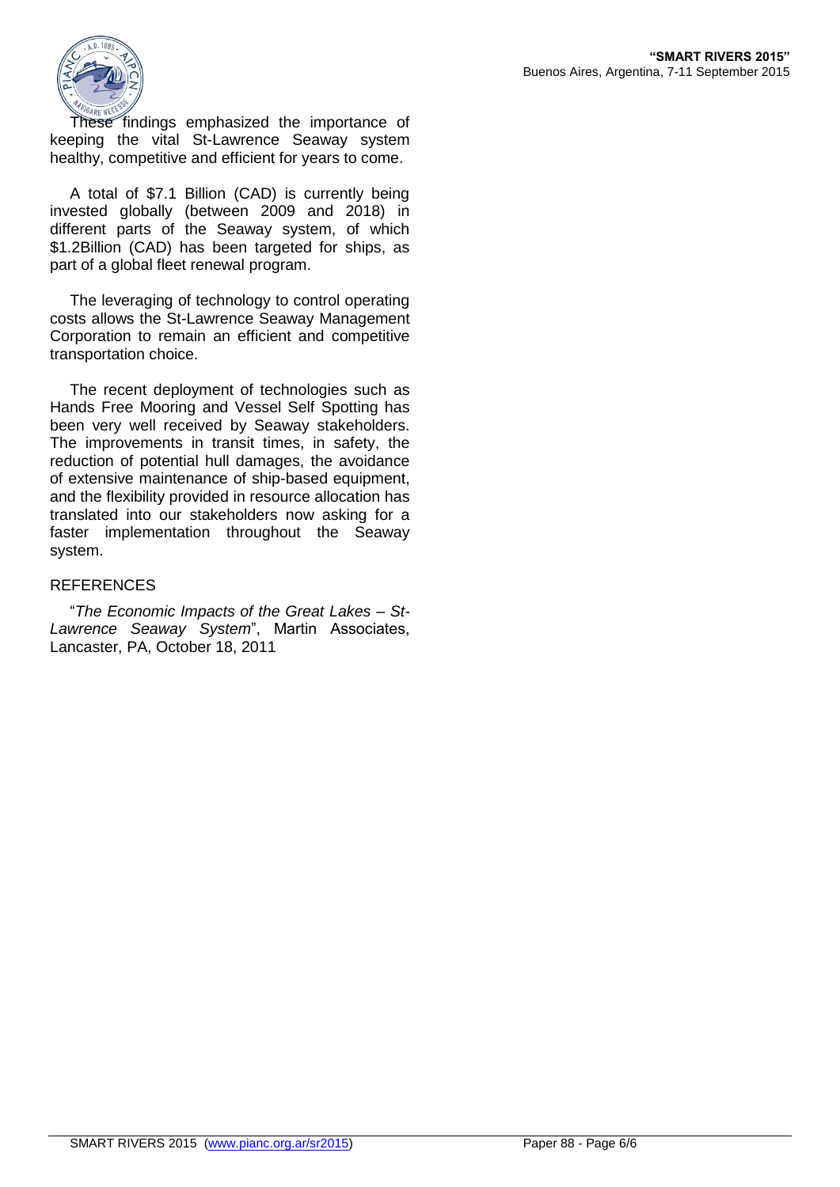These findings emphasized the importance of keeping the vital St-Lawrence Seaway system healthy, competitive and efficient for years to come.

A total of $7.1 Billion (CAD) is currently being invested globally (between 2009 and 2018) in different parts of the Seaway system, of which $1.2Billion (CAD) has been targeted for ships, as part of a global fleet renewal program.

The leveraging of technology to control operating costs allows the St-Lawrence Seaway Management Corporation to remain an efficient and competitive transportation choice.

The recent deployment of technologies such as Hands Free Mooring and Vessel Self Spotting has been very well received by Seaway stakeholders. The improvements in transit times, in safety, the reduction of potential hull damages, the avoidance of extensive maintenance of ship-based equipment, and the flexibility provided in resource allocation has translated into our stakeholders now asking for a faster implementation throughout the Seaway system.

## REFERENCES

"*The Economic Impacts of the Great Lakes – St-Lawrence Seaway System*", Martin Associates, Lancaster, PA, October 18, 2011